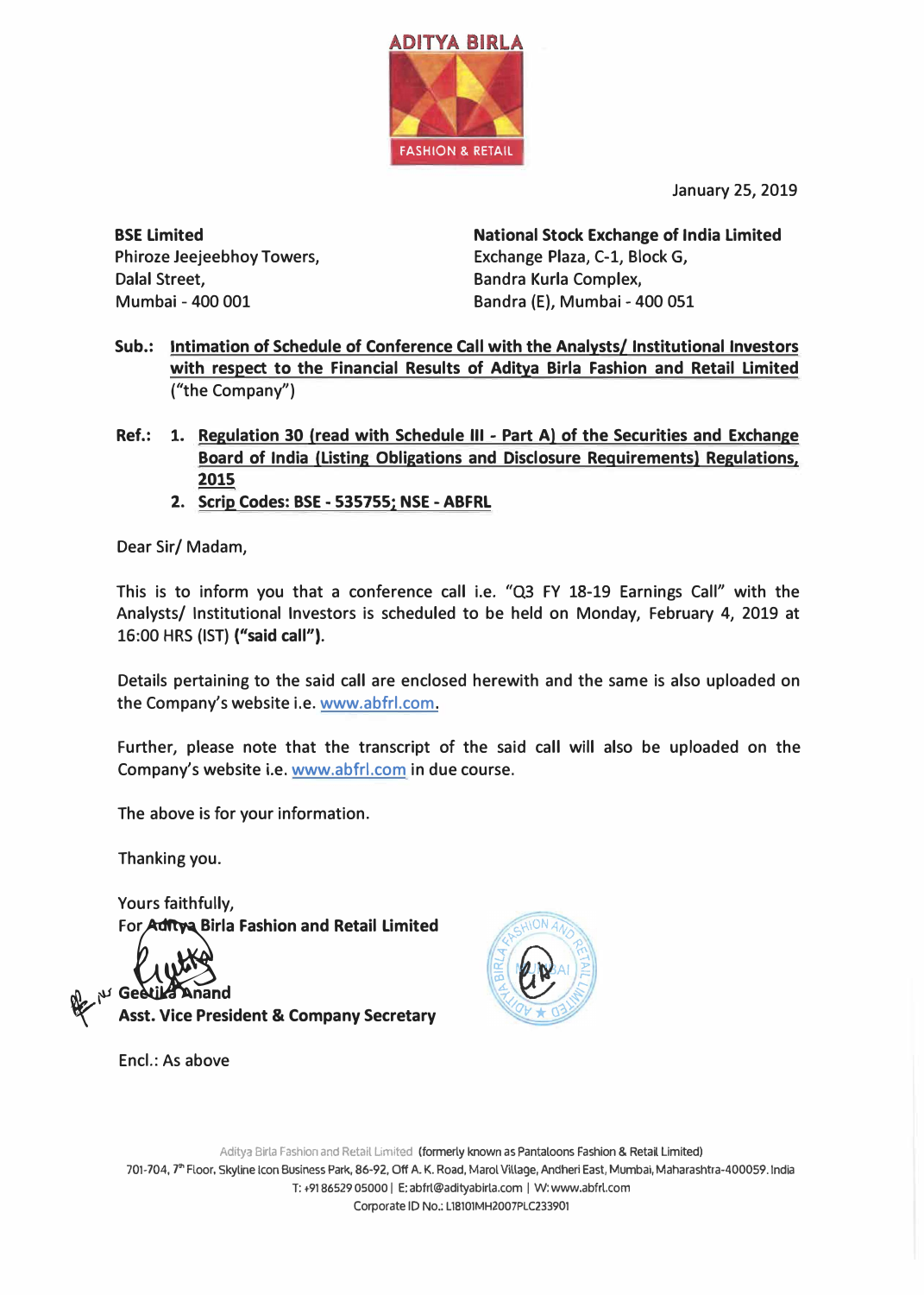ADITYA BIRLA
FASHION & RETAIL

January 25, 2019

**BSE Limited**
Phiroze Jeejeebhoy Towers,
Dalal Street,
Mumbai - 400 001

**National Stock Exchange of India Limited**
Exchange Plaza, C-1, Block G,
Bandra Kurla Complex,
Bandra (E), Mumbai - 400 051

**Sub.:** **Intimation of Schedule of Conference Call with the Analysts/ Institutional Investors with respect to the Financial Results of Aditya Birla Fashion and Retail Limited** ("the Company")

**Ref.:**
1. **Regulation 30 (read with Schedule III - Part A) of the Securities and Exchange Board of India (Listing Obligations and Disclosure Requirements) Regulations, 2015**
2. **Scrip Codes: BSE - 535755; NSE - ABFRL**

Dear Sir/ Madam,

This is to inform you that a conference call i.e. "Q3 FY 18-19 Earnings Call" with the Analysts/ Institutional Investors is scheduled to be held on Monday, February 4, 2019 at 16:00 HRS (IST) **("said call")**.

Details pertaining to the said call are enclosed herewith and the same is also uploaded on the Company's website i.e. www.abfrl.com.

Further, please note that the transcript of the said call will also be uploaded on the Company's website i.e. www.abfrl.com in due course.

The above is for your information.

Thanking you.

Yours faithfully,
**For Aditya Birla Fashion and Retail Limited**

**Geetika Anand**
**Asst. Vice President & Company Secretary**

Encl.: As above

Aditya Birla Fashion and Retail Limited (formerly known as Pantaloons Fashion & Retail Limited)
701-704, 7th Floor, Skyline Icon Business Park, 86-92, Off A. K. Road, Marol Village, Andheri East, Mumbai, Maharashtra-400059. India
T: +91 86529 05000 | E: abfrl@adityabirla.com | W: www.abfrl.com
Corporate ID No.: L18101MH2007PLC233901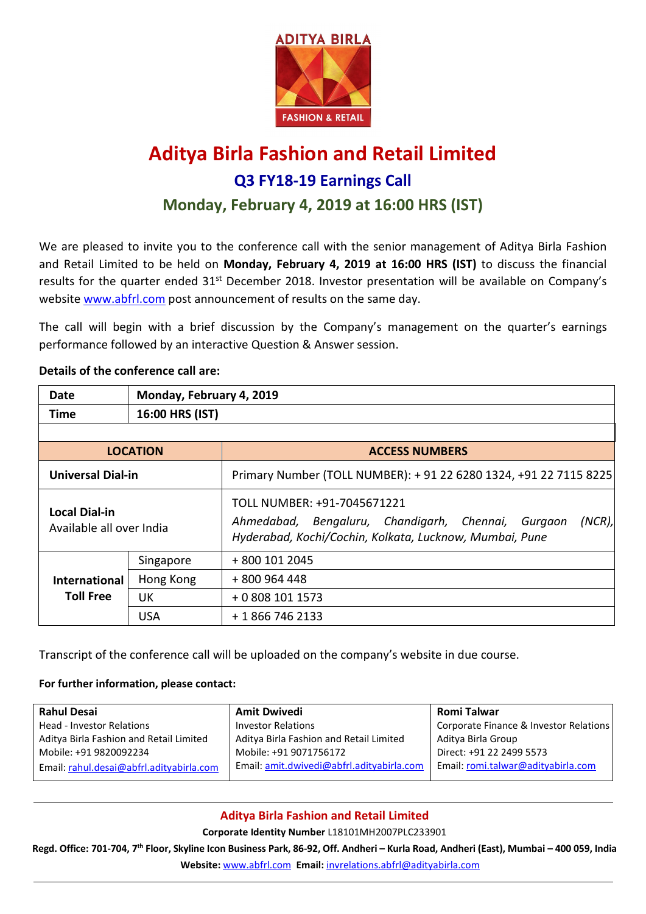# Aditya Birla Fashion and Retail Limited

## Q3 FY18-19 Earnings Call

## Monday, February 4, 2019 at 16:00 HRS (IST)

We are pleased to invite you to the conference call with the senior management of Aditya Birla Fashion and Retail Limited to be held on **Monday, February 4, 2019 at 16:00 HRS (IST)** to discuss the financial results for the quarter ended 31st December 2018. Investor presentation will be available on Company's website www.abfrl.com post announcement of results on the same day.

The call will begin with a brief discussion by the Company's management on the quarter's earnings performance followed by an interactive Question & Answer session.

**Details of the conference call are:**

| | |
|---|---|
| **Date** | **Monday, February 4, 2019** |
| **Time** | **16:00 HRS (IST)** |

| LOCATION | | ACCESS NUMBERS |
|---|---|---|
| **Universal Dial-in** | | Primary Number (TOLL NUMBER): + 91 22 6280 1324, +91 22 7115 8225 |
| **Local Dial-in** Available all over India | | TOLL NUMBER: +91-7045671221 *Ahmedabad, Bengaluru, Chandigarh, Chennai, Gurgaon (NCR), Hyderabad, Kochi/Cochin, Kolkata, Lucknow, Mumbai, Pune* |
| **International Toll Free** | Singapore | + 800 101 2045 |
| | Hong Kong | + 800 964 448 |
| | UK | + 0 808 101 1573 |
| | USA | + 1 866 746 2133 |

Transcript of the conference call will be uploaded on the company's website in due course.

**For further information, please contact:**

| **Rahul Desai** | **Amit Dwivedi** | **Romi Talwar** |
|---|---|---|
| Head - Investor Relations | Investor Relations | Corporate Finance & Investor Relations |
| Aditya Birla Fashion and Retail Limited | Aditya Birla Fashion and Retail Limited | Aditya Birla Group |
| Mobile: +91 9820092234 | Mobile: +91 9071756172 | Direct: +91 22 2499 5573 |
| Email: rahul.desai@abfrl.adityabirla.com | Email: amit.dwivedi@abfrl.adityabirla.com | Email: romi.talwar@adityabirla.com |

**Aditya Birla Fashion and Retail Limited**

**Corporate Identity Number** L18101MH2007PLC233901

**Regd. Office: 701-704, 7th Floor, Skyline Icon Business Park, 86-92, Off. Andheri – Kurla Road, Andheri (East), Mumbai – 400 059, India**

**Website:** www.abfrl.com **Email:** invrelations.abfrl@adityabirla.com